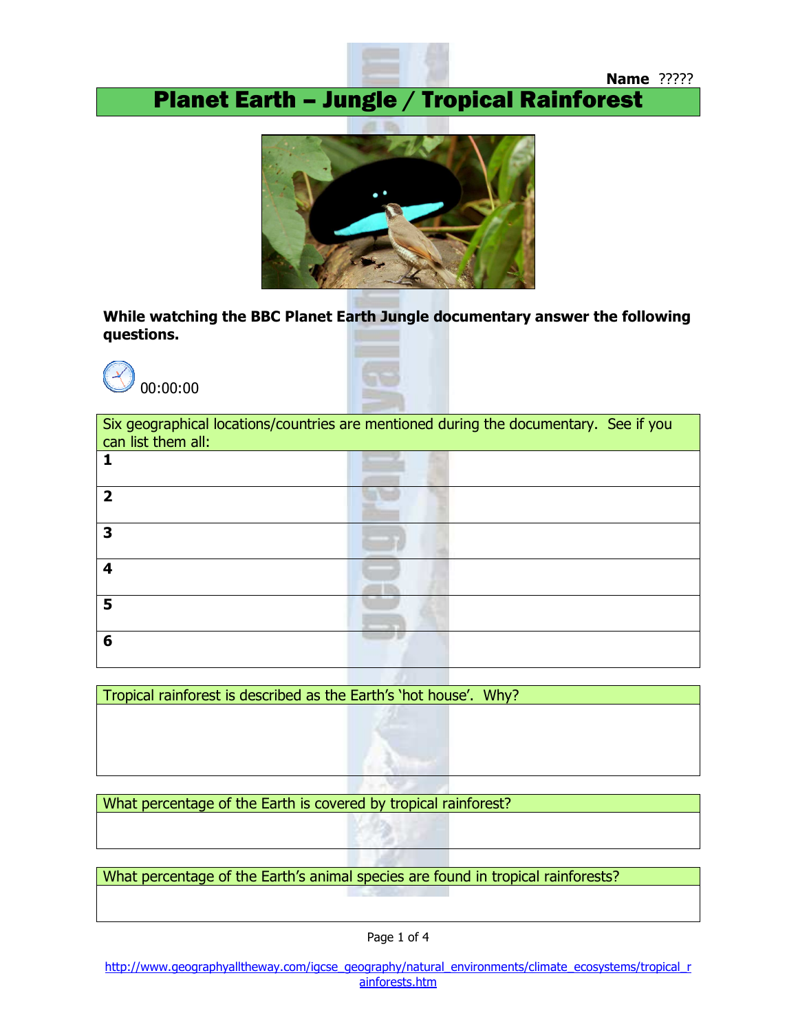**Name** ?????

# Planet Earth – Jungle / Tropical Rainforest

**While watching the BBC Planet Earth Jungle documentary answer the following questions.**

00:00:00

| Six geographical locations/countries are mentioned during the documentary. See if you can list them all: |
|---|
| **1** |
| **2** |
| **3** |
| **4** |
| **5** |
| **6** |

| Tropical rainforest is described as the Earth's 'hot house'. Why? |
|---|
| |

| What percentage of the Earth is covered by tropical rainforest? |
|---|
| |

| What percentage of the Earth's animal species are found in tropical rainforests? |
|---|
| |

http://www.geographyalltheway.com/igcse_geography/natural_environments/climate_ecosystems/tropical_rainforests.htm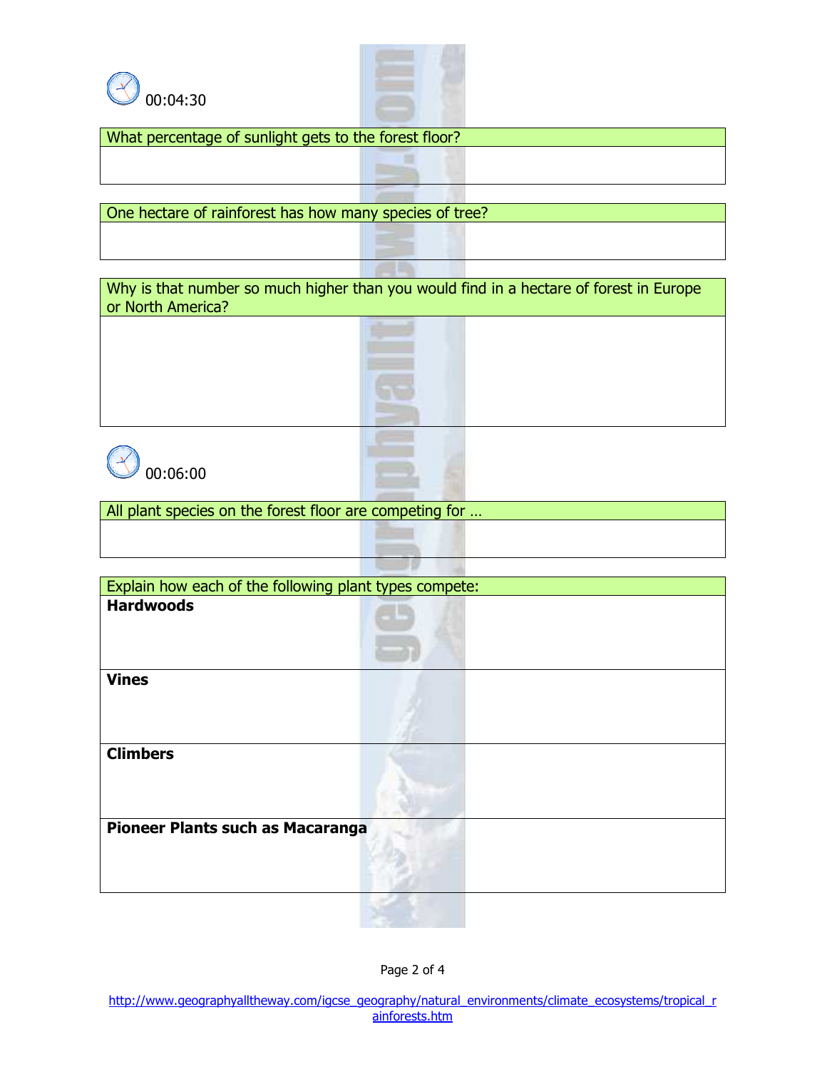00:04:30

| What percentage of sunlight gets to the forest floor? |
| --- |
| |

| One hectare of rainforest has how many species of tree? |
| --- |
| |

| Why is that number so much higher than you would find in a hectare of forest in Europe or North America? |
| --- |
| |

00:06:00

| All plant species on the forest floor are competing for … |
| --- |
| |

| Explain how each of the following plant types compete: |
| --- |
| **Hardwoods** |
| **Vines** |
| **Climbers** |
| **Pioneer Plants such as Macaranga** |

http://www.geographyalltheway.com/igcse_geography/natural_environments/climate_ecosystems/tropical_rainforests.htm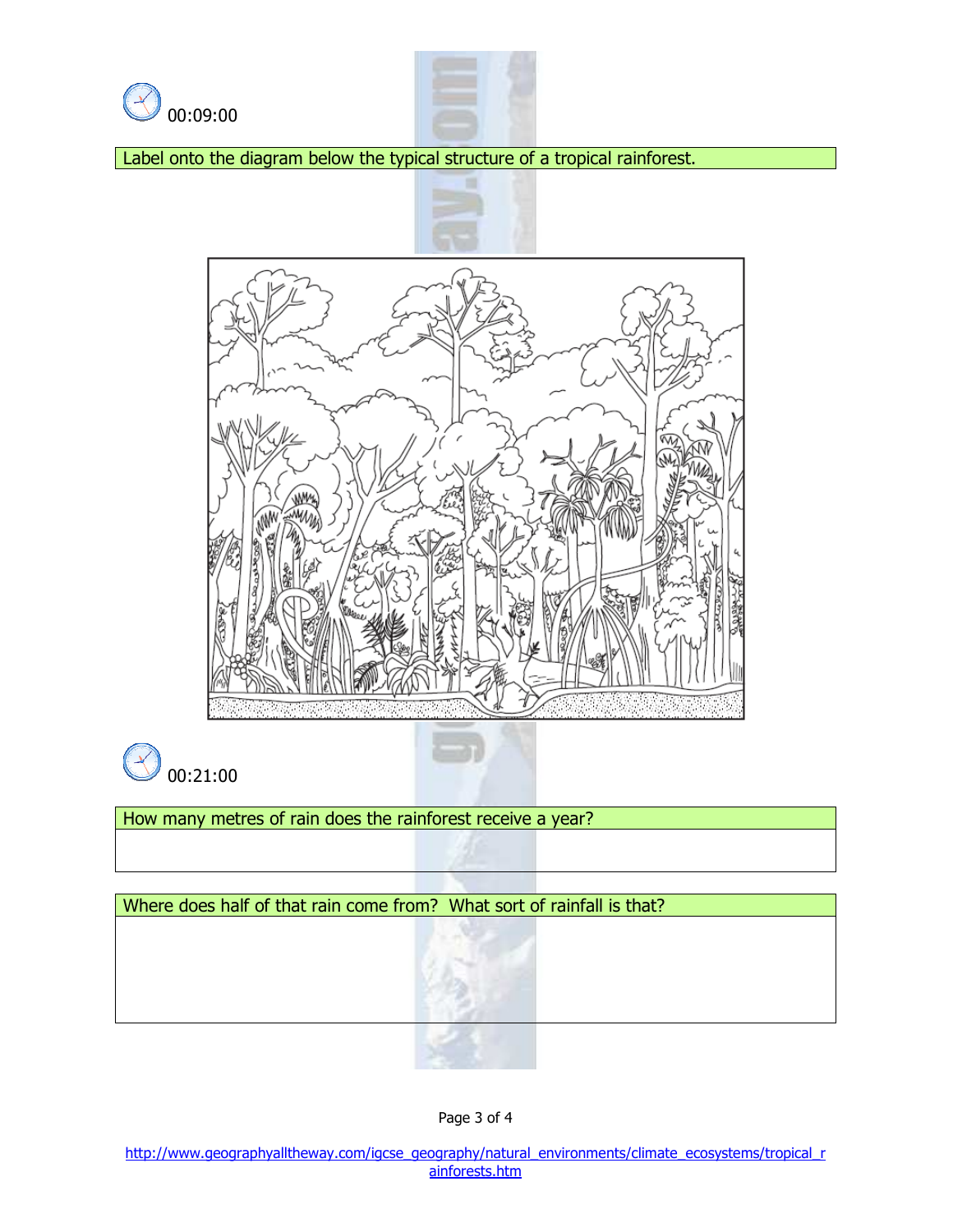00:09:00

Label onto the diagram below the typical structure of a tropical rainforest.

00:21:00

How many metres of rain does the rainforest receive a year?

Where does half of that rain come from? What sort of rainfall is that?

http://www.geographyalltheway.com/igcse_geography/natural_environments/climate_ecosystems/tropical_rainforests.htm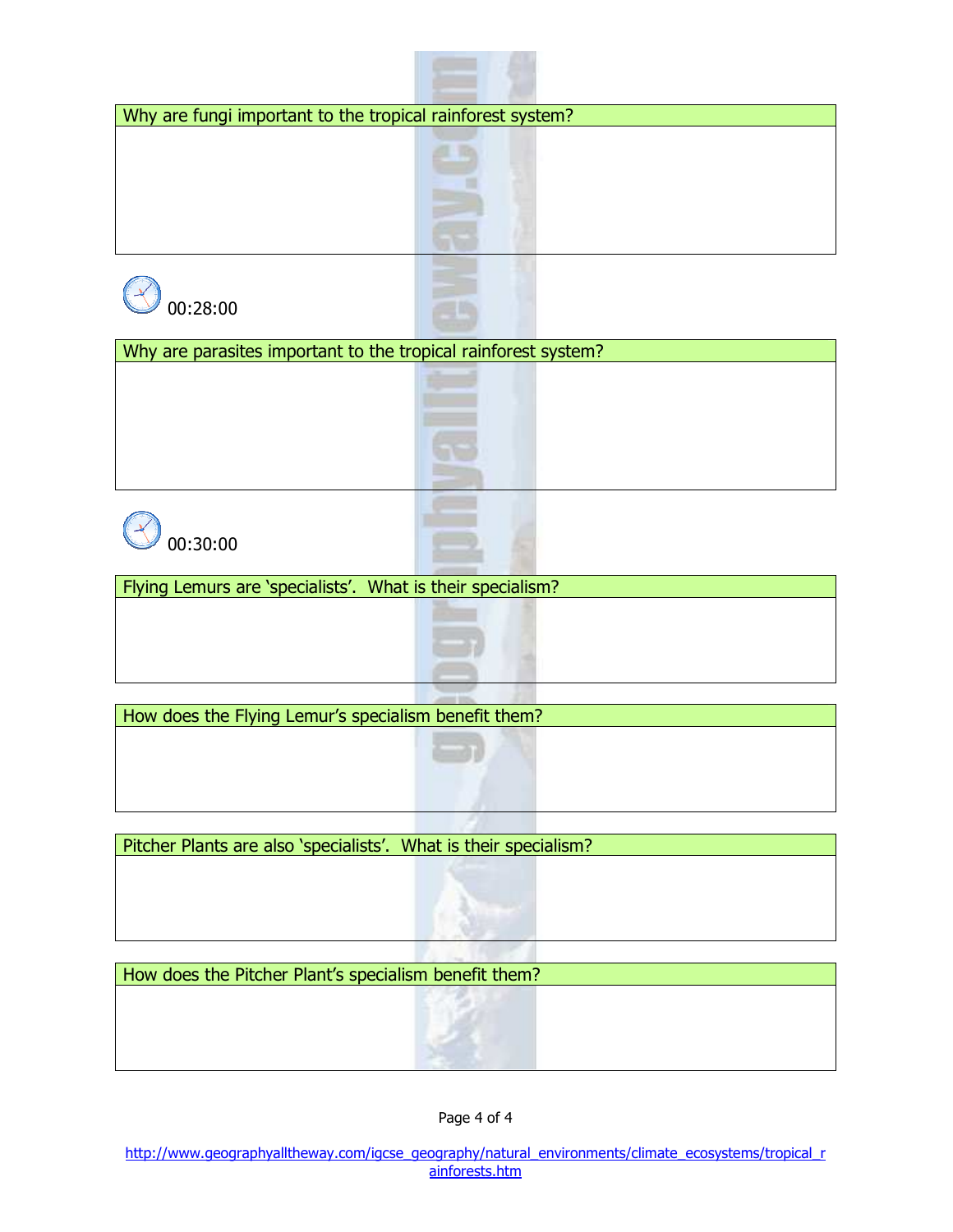| Why are fungi important to the tropical rainforest system? |
| --- |
| |

00:28:00

| Why are parasites important to the tropical rainforest system? |
| --- |
| |

00:30:00

| Flying Lemurs are ‘specialists’. What is their specialism? |
| --- |
| |

| How does the Flying Lemur’s specialism benefit them? |
| --- |
| |

| Pitcher Plants are also ‘specialists’. What is their specialism? |
| --- |
| |

| How does the Pitcher Plant’s specialism benefit them? |
| --- |
| |

http://www.geographyalltheway.com/igcse_geography/natural_environments/climate_ecosystems/tropical_rainforests.htm